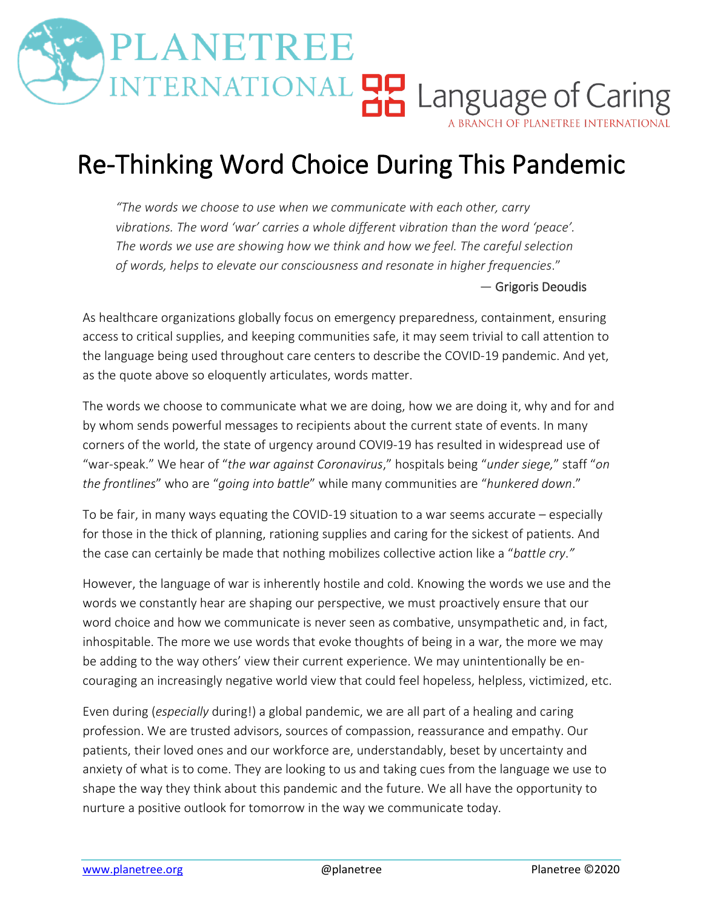PLANETREE INTERNATIONAL

Language of Caring

A BRANCH OF PLANETREE INTERNATIONAL

# Re-Thinking Word Choice During This Pandemic

> *"The words we choose to use when we communicate with each other, carry vibrations. The word 'war' carries a whole different vibration than the word 'peace'. The words we use are showing how we think and how we feel. The careful selection of words, helps to elevate our consciousness and resonate in higher frequencies*."
>
> — Grigoris Deoudis

As healthcare organizations globally focus on emergency preparedness, containment, ensuring access to critical supplies, and keeping communities safe, it may seem trivial to call attention to the language being used throughout care centers to describe the COVID-19 pandemic. And yet, as the quote above so eloquently articulates, words matter.

The words we choose to communicate what we are doing, how we are doing it, why and for and by whom sends powerful messages to recipients about the current state of events. In many corners of the world, the state of urgency around COVI9-19 has resulted in widespread use of "war-speak." We hear of "*the war against Coronavirus*," hospitals being "*under siege,*" staff "*on the frontlines*" who are "*going into battle*" while many communities are "*hunkered down*."

To be fair, in many ways equating the COVID-19 situation to a war seems accurate – especially for those in the thick of planning, rationing supplies and caring for the sickest of patients. And the case can certainly be made that nothing mobilizes collective action like a "*battle cry."*

However, the language of war is inherently hostile and cold. Knowing the words we use and the words we constantly hear are shaping our perspective, we must proactively ensure that our word choice and how we communicate is never seen as combative, unsympathetic and, in fact, inhospitable. The more we use words that evoke thoughts of being in a war, the more we may be adding to the way others' view their current experience. We may unintentionally be en-couraging an increasingly negative world view that could feel hopeless, helpless, victimized, etc.

Even during (*especially* during!) a global pandemic, we are all part of a healing and caring profession. We are trusted advisors, sources of compassion, reassurance and empathy. Our patients, their loved ones and our workforce are, understandably, beset by uncertainty and anxiety of what is to come. They are looking to us and taking cues from the language we use to shape the way they think about this pandemic and the future. We all have the opportunity to nurture a positive outlook for tomorrow in the way we communicate today.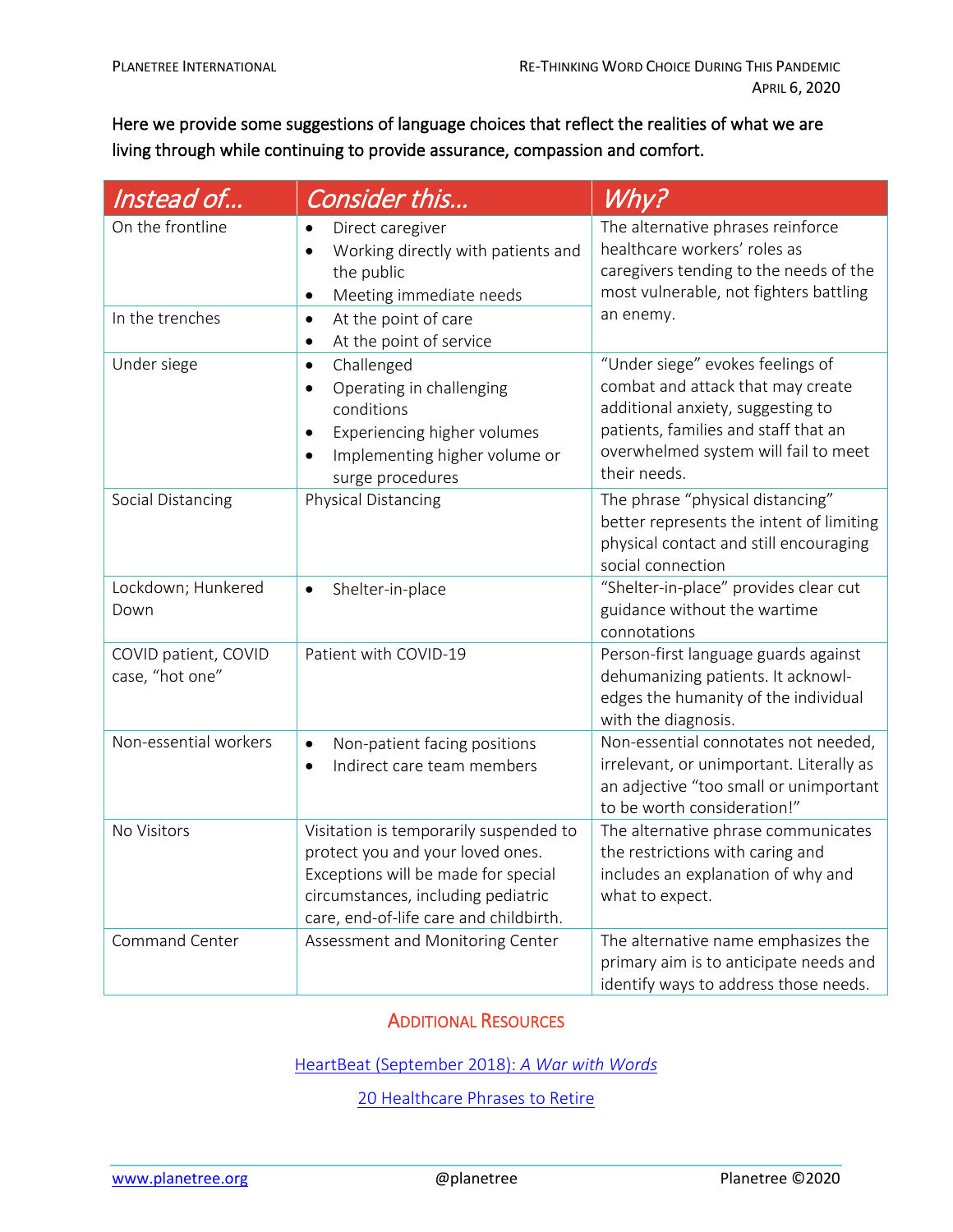Here we provide some suggestions of language choices that reflect the realities of what we are living through while continuing to provide assurance, compassion and comfort.

| *Instead of…* | *Consider this…* | *Why?* |
|---|---|---|
| On the frontline | • Direct caregiver<br>• Working directly with patients and the public<br>• Meeting immediate needs | The alternative phrases reinforce healthcare workers' roles as caregivers tending to the needs of the most vulnerable, not fighters battling an enemy. |
| In the trenches | • At the point of care<br>• At the point of service | |
| Under siege | • Challenged<br>• Operating in challenging conditions<br>• Experiencing higher volumes<br>• Implementing higher volume or surge procedures | "Under siege" evokes feelings of combat and attack that may create additional anxiety, suggesting to patients, families and staff that an overwhelmed system will fail to meet their needs. |
| Social Distancing | Physical Distancing | The phrase "physical distancing" better represents the intent of limiting physical contact and still encouraging social connection |
| Lockdown; Hunkered Down | • Shelter-in-place | "Shelter-in-place" provides clear cut guidance without the wartime connotations |
| COVID patient, COVID case, "hot one" | Patient with COVID-19 | Person-first language guards against dehumanizing patients. It acknowledges the humanity of the individual with the diagnosis. |
| Non-essential workers | • Non-patient facing positions<br>• Indirect care team members | Non-essential connotates not needed, irrelevant, or unimportant. Literally as an adjective "too small or unimportant to be worth consideration!" |
| No Visitors | Visitation is temporarily suspended to protect you and your loved ones. Exceptions will be made for special circumstances, including pediatric care, end-of-life care and childbirth. | The alternative phrase communicates the restrictions with caring and includes an explanation of why and what to expect. |
| Command Center | Assessment and Monitoring Center | The alternative name emphasizes the primary aim is to anticipate needs and identify ways to address those needs. |

## Additional Resources

HeartBeat (September 2018): *A War with Words*

20 Healthcare Phrases to Retire